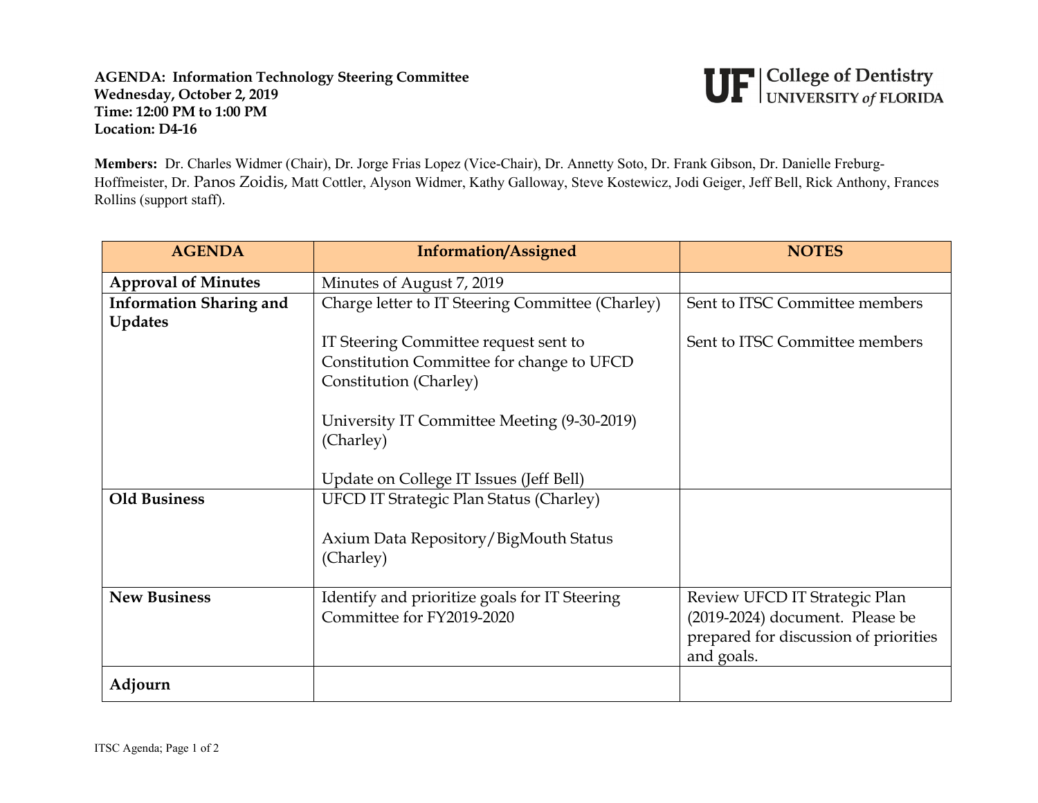**AGENDA: Information Technology Steering Committee**
**Wednesday, October 2, 2019**
**Time: 12:00 PM to 1:00 PM**
**Location: D4-16**

UF | College of Dentistry
UNIVERSITY *of* FLORIDA

**Members:** Dr. Charles Widmer (Chair), Dr. Jorge Frias Lopez (Vice-Chair), Dr. Annetty Soto, Dr. Frank Gibson, Dr. Danielle Freburg-Hoffmeister, Dr. Panos Zoidis, Matt Cottler, Alyson Widmer, Kathy Galloway, Steve Kostewicz, Jodi Geiger, Jeff Bell, Rick Anthony, Frances Rollins (support staff).

| AGENDA | Information/Assigned | NOTES |
|---|---|---|
| **Approval of Minutes** | Minutes of August 7, 2019 | |
| **Information Sharing and Updates** | Charge letter to IT Steering Committee (Charley) | Sent to ITSC Committee members |
| | IT Steering Committee request sent to Constitution Committee for change to UFCD Constitution (Charley) | Sent to ITSC Committee members |
| | University IT Committee Meeting (9-30-2019) (Charley) | |
| | Update on College IT Issues (Jeff Bell) | |
| **Old Business** | UFCD IT Strategic Plan Status (Charley) | |
| | Axium Data Repository/BigMouth Status (Charley) | |
| **New Business** | Identify and prioritize goals for IT Steering Committee for FY2019-2020 | Review UFCD IT Strategic Plan (2019-2024) document. Please be prepared for discussion of priorities and goals. |
| **Adjourn** | | |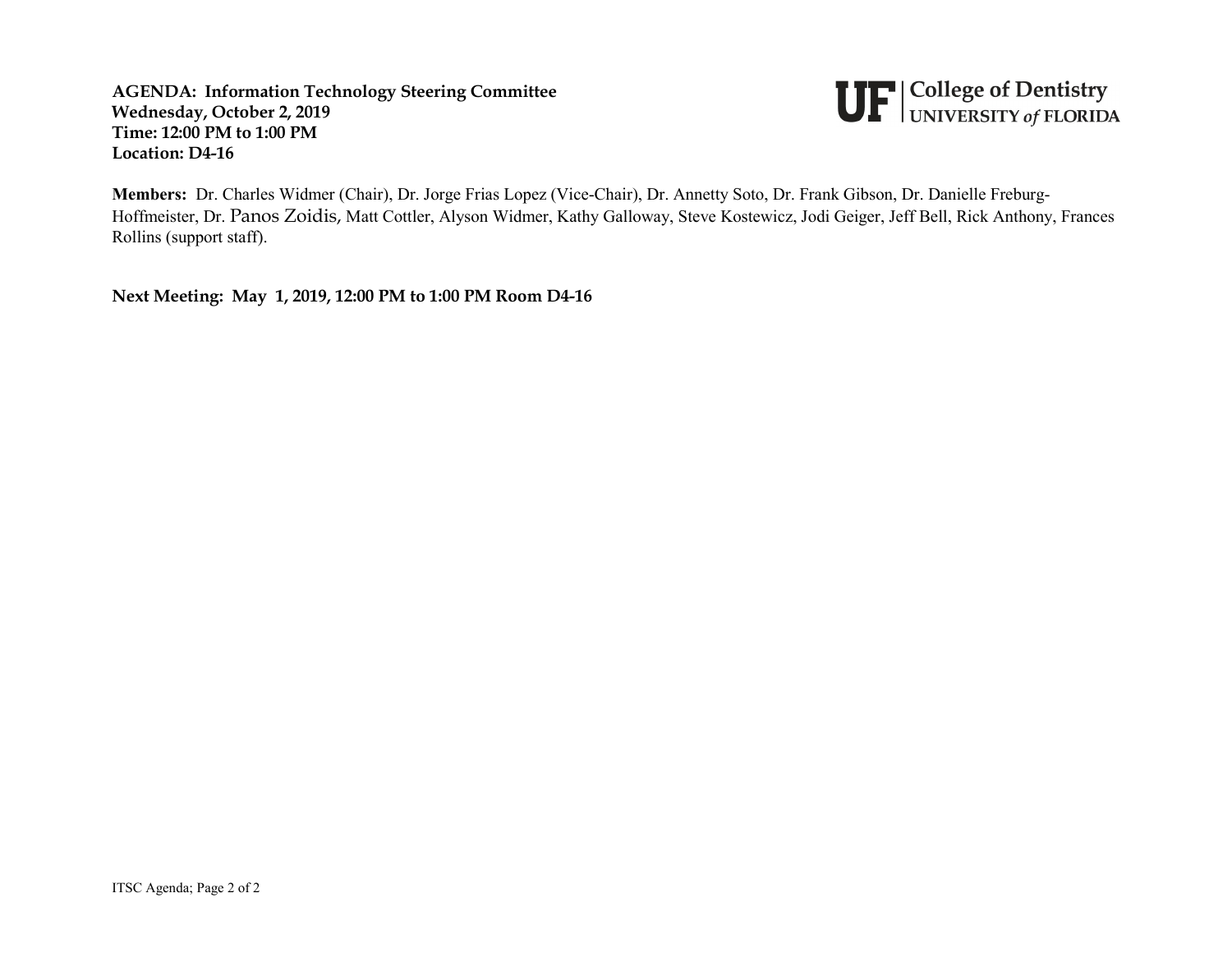**AGENDA: Information Technology Steering Committee**
**Wednesday, October 2, 2019**
**Time: 12:00 PM to 1:00 PM**
**Location: D4-16**

UF | College of Dentistry
UNIVERSITY *of* FLORIDA

**Members:** Dr. Charles Widmer (Chair), Dr. Jorge Frias Lopez (Vice-Chair), Dr. Annetty Soto, Dr. Frank Gibson, Dr. Danielle Freburg-Hoffmeister, Dr. Panos Zoidis, Matt Cottler, Alyson Widmer, Kathy Galloway, Steve Kostewicz, Jodi Geiger, Jeff Bell, Rick Anthony, Frances Rollins (support staff).

**Next Meeting: May 1, 2019, 12:00 PM to 1:00 PM Room D4-16**